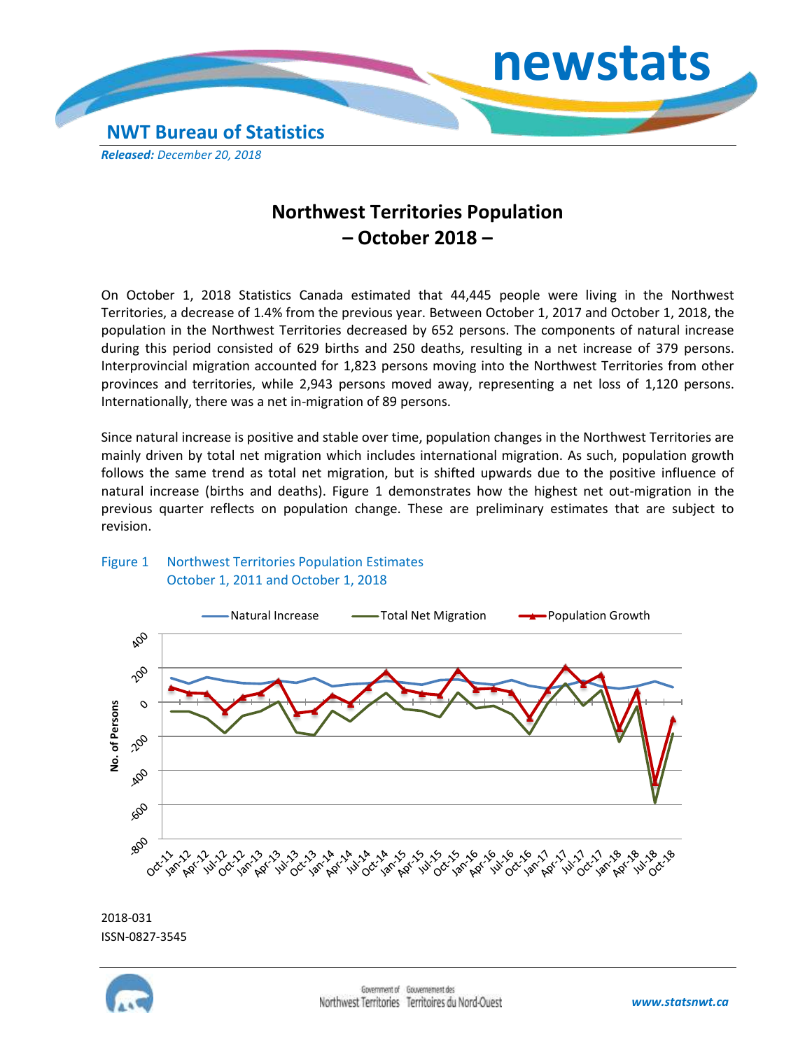# newstats

**NWT Bureau of Statistics**

***Released:*** *December 20, 2018*

# Northwest Territories Population – October 2018 –

On October 1, 2018 Statistics Canada estimated that 44,445 people were living in the Northwest Territories, a decrease of 1.4% from the previous year. Between October 1, 2017 and October 1, 2018, the population in the Northwest Territories decreased by 652 persons. The components of natural increase during this period consisted of 629 births and 250 deaths, resulting in a net increase of 379 persons. Interprovincial migration accounted for 1,823 persons moving into the Northwest Territories from other provinces and territories, while 2,943 persons moved away, representing a net loss of 1,120 persons. Internationally, there was a net in-migration of 89 persons.

Since natural increase is positive and stable over time, population changes in the Northwest Territories are mainly driven by total net migration which includes international migration. As such, population growth follows the same trend as total net migration, but is shifted upwards due to the positive influence of natural increase (births and deaths). Figure 1 demonstrates how the highest net out-migration in the previous quarter reflects on population change. These are preliminary estimates that are subject to revision.

Figure 1 Northwest Territories Population Estimates October 1, 2011 and October 1, 2018

2018-031

ISSN-0827-3545

www.statsnwt.ca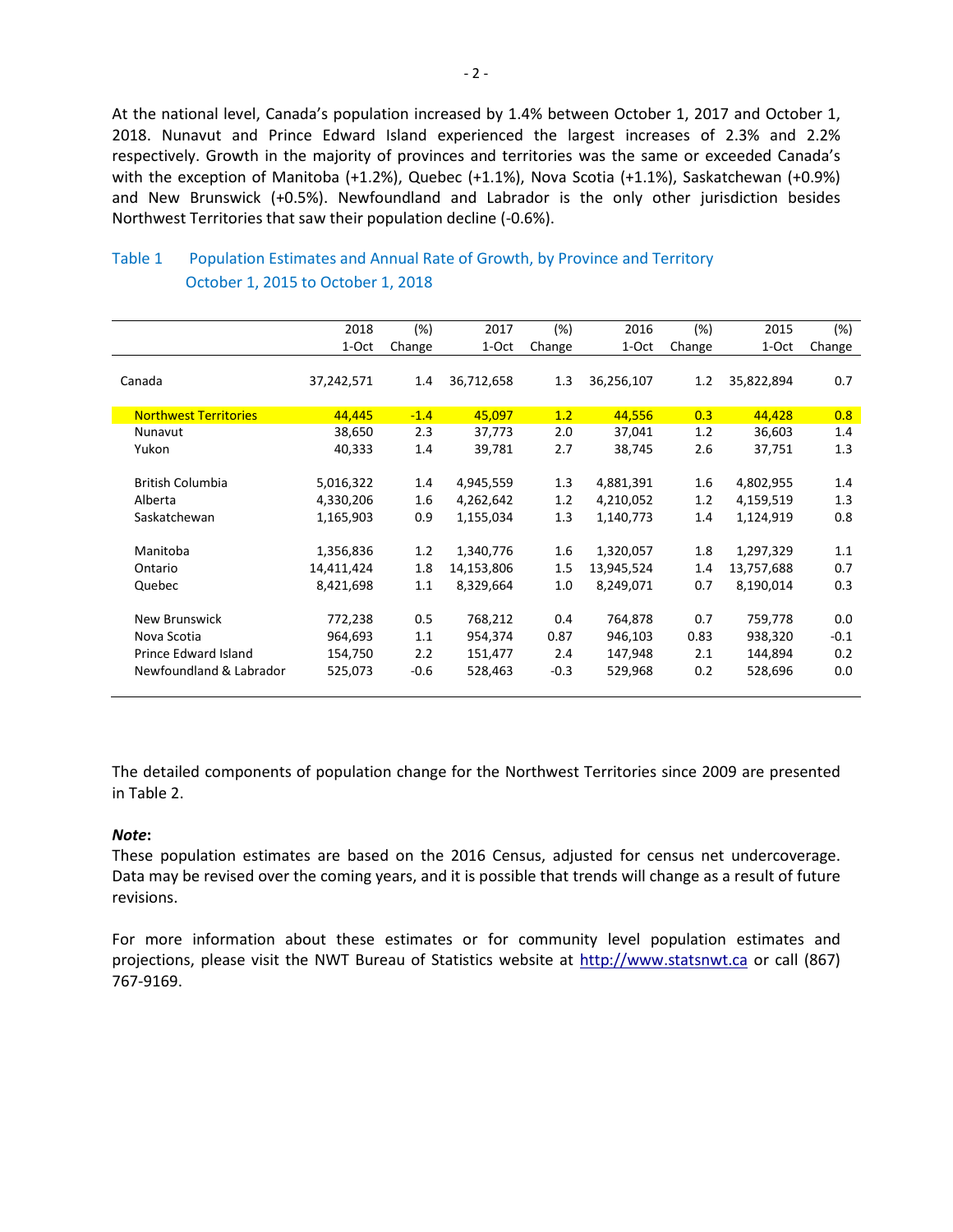At the national level, Canada's population increased by 1.4% between October 1, 2017 and October 1, 2018. Nunavut and Prince Edward Island experienced the largest increases of 2.3% and 2.2% respectively. Growth in the majority of provinces and territories was the same or exceeded Canada's with the exception of Manitoba (+1.2%), Quebec (+1.1%), Nova Scotia (+1.1%), Saskatchewan (+0.9%) and New Brunswick (+0.5%). Newfoundland and Labrador is the only other jurisdiction besides Northwest Territories that saw their population decline (-0.6%).

### Table 1 Population Estimates and Annual Rate of Growth, by Province and Territory October 1, 2015 to October 1, 2018

| | 2018 1-Oct | (%) Change | 2017 1-Oct | (%) Change | 2016 1-Oct | (%) Change | 2015 1-Oct | (%) Change |
|---|---|---|---|---|---|---|---|---|
| Canada | 37,242,571 | 1.4 | 36,712,658 | 1.3 | 36,256,107 | 1.2 | 35,822,894 | 0.7 |
| Northwest Territories | 44,445 | -1.4 | 45,097 | 1.2 | 44,556 | 0.3 | 44,428 | 0.8 |
| Nunavut | 38,650 | 2.3 | 37,773 | 2.0 | 37,041 | 1.2 | 36,603 | 1.4 |
| Yukon | 40,333 | 1.4 | 39,781 | 2.7 | 38,745 | 2.6 | 37,751 | 1.3 |
| British Columbia | 5,016,322 | 1.4 | 4,945,559 | 1.3 | 4,881,391 | 1.6 | 4,802,955 | 1.4 |
| Alberta | 4,330,206 | 1.6 | 4,262,642 | 1.2 | 4,210,052 | 1.2 | 4,159,519 | 1.3 |
| Saskatchewan | 1,165,903 | 0.9 | 1,155,034 | 1.3 | 1,140,773 | 1.4 | 1,124,919 | 0.8 |
| Manitoba | 1,356,836 | 1.2 | 1,340,776 | 1.6 | 1,320,057 | 1.8 | 1,297,329 | 1.1 |
| Ontario | 14,411,424 | 1.8 | 14,153,806 | 1.5 | 13,945,524 | 1.4 | 13,757,688 | 0.7 |
| Quebec | 8,421,698 | 1.1 | 8,329,664 | 1.0 | 8,249,071 | 0.7 | 8,190,014 | 0.3 |
| New Brunswick | 772,238 | 0.5 | 768,212 | 0.4 | 764,878 | 0.7 | 759,778 | 0.0 |
| Nova Scotia | 964,693 | 1.1 | 954,374 | 0.87 | 946,103 | 0.83 | 938,320 | -0.1 |
| Prince Edward Island | 154,750 | 2.2 | 151,477 | 2.4 | 147,948 | 2.1 | 144,894 | 0.2 |
| Newfoundland & Labrador | 525,073 | -0.6 | 528,463 | -0.3 | 529,968 | 0.2 | 528,696 | 0.0 |

The detailed components of population change for the Northwest Territories since 2009 are presented in Table 2.

***Note*:**
These population estimates are based on the 2016 Census, adjusted for census net undercoverage. Data may be revised over the coming years, and it is possible that trends will change as a result of future revisions.

For more information about these estimates or for community level population estimates and projections, please visit the NWT Bureau of Statistics website at [http://www.statsnwt.ca](http://www.statsnwt.ca) or call (867) 767-9169.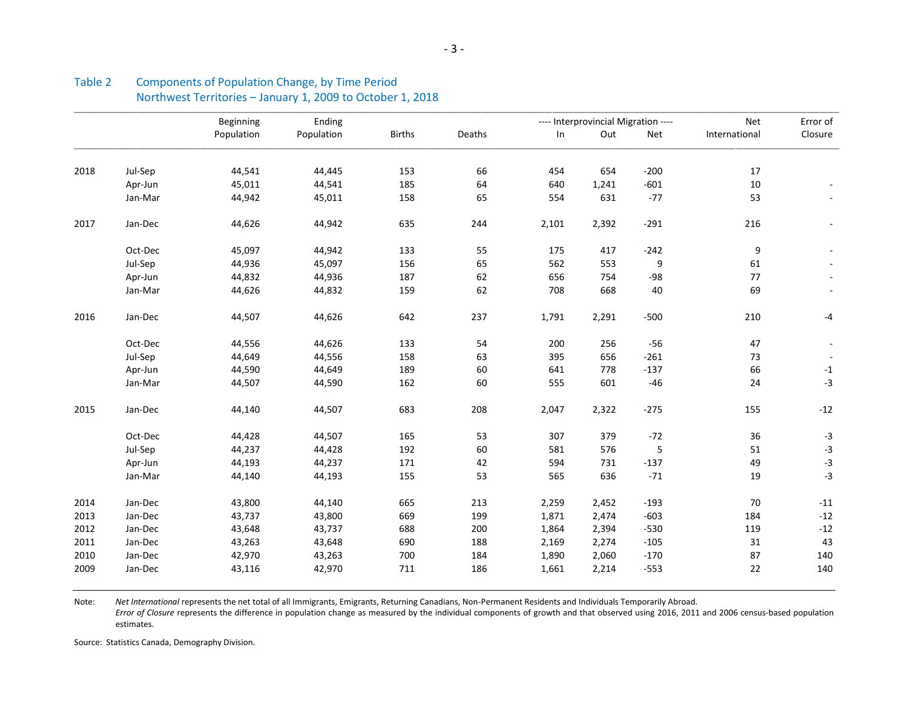## Table 2 Components of Population Change, by Time Period
## Northwest Territories – January 1, 2009 to October 1, 2018

| | | Beginning Population | Ending Population | Births | Deaths | ---- Interprovincial Migration ---- | | | Net International | Error of Closure |
|---|---|---|---|---|---|---|---|---|---|---|
| | | | | | | In | Out | Net | | |
| 2018 | Jul-Sep | 44,541 | 44,445 | 153 | 66 | 454 | 654 | -200 | 17 | |
| | Apr-Jun | 45,011 | 44,541 | 185 | 64 | 640 | 1,241 | -601 | 10 | - |
| | Jan-Mar | 44,942 | 45,011 | 158 | 65 | 554 | 631 | -77 | 53 | - |
| 2017 | Jan-Dec | 44,626 | 44,942 | 635 | 244 | 2,101 | 2,392 | -291 | 216 | - |
| | Oct-Dec | 45,097 | 44,942 | 133 | 55 | 175 | 417 | -242 | 9 | - |
| | Jul-Sep | 44,936 | 45,097 | 156 | 65 | 562 | 553 | 9 | 61 | - |
| | Apr-Jun | 44,832 | 44,936 | 187 | 62 | 656 | 754 | -98 | 77 | - |
| | Jan-Mar | 44,626 | 44,832 | 159 | 62 | 708 | 668 | 40 | 69 | - |
| 2016 | Jan-Dec | 44,507 | 44,626 | 642 | 237 | 1,791 | 2,291 | -500 | 210 | -4 |
| | Oct-Dec | 44,556 | 44,626 | 133 | 54 | 200 | 256 | -56 | 47 | - |
| | Jul-Sep | 44,649 | 44,556 | 158 | 63 | 395 | 656 | -261 | 73 | - |
| | Apr-Jun | 44,590 | 44,649 | 189 | 60 | 641 | 778 | -137 | 66 | -1 |
| | Jan-Mar | 44,507 | 44,590 | 162 | 60 | 555 | 601 | -46 | 24 | -3 |
| 2015 | Jan-Dec | 44,140 | 44,507 | 683 | 208 | 2,047 | 2,322 | -275 | 155 | -12 |
| | Oct-Dec | 44,428 | 44,507 | 165 | 53 | 307 | 379 | -72 | 36 | -3 |
| | Jul-Sep | 44,237 | 44,428 | 192 | 60 | 581 | 576 | 5 | 51 | -3 |
| | Apr-Jun | 44,193 | 44,237 | 171 | 42 | 594 | 731 | -137 | 49 | -3 |
| | Jan-Mar | 44,140 | 44,193 | 155 | 53 | 565 | 636 | -71 | 19 | -3 |
| 2014 | Jan-Dec | 43,800 | 44,140 | 665 | 213 | 2,259 | 2,452 | -193 | 70 | -11 |
| 2013 | Jan-Dec | 43,737 | 43,800 | 669 | 199 | 1,871 | 2,474 | -603 | 184 | -12 |
| 2012 | Jan-Dec | 43,648 | 43,737 | 688 | 200 | 1,864 | 2,394 | -530 | 119 | -12 |
| 2011 | Jan-Dec | 43,263 | 43,648 | 690 | 188 | 2,169 | 2,274 | -105 | 31 | 43 |
| 2010 | Jan-Dec | 42,970 | 43,263 | 700 | 184 | 1,890 | 2,060 | -170 | 87 | 140 |
| 2009 | Jan-Dec | 43,116 | 42,970 | 711 | 186 | 1,661 | 2,214 | -553 | 22 | 140 |

Note: *Net International* represents the net total of all Immigrants, Emigrants, Returning Canadians, Non-Permanent Residents and Individuals Temporarily Abroad.
*Error of Closure* represents the difference in population change as measured by the individual components of growth and that observed using 2016, 2011 and 2006 census-based population estimates.

Source: Statistics Canada, Demography Division.